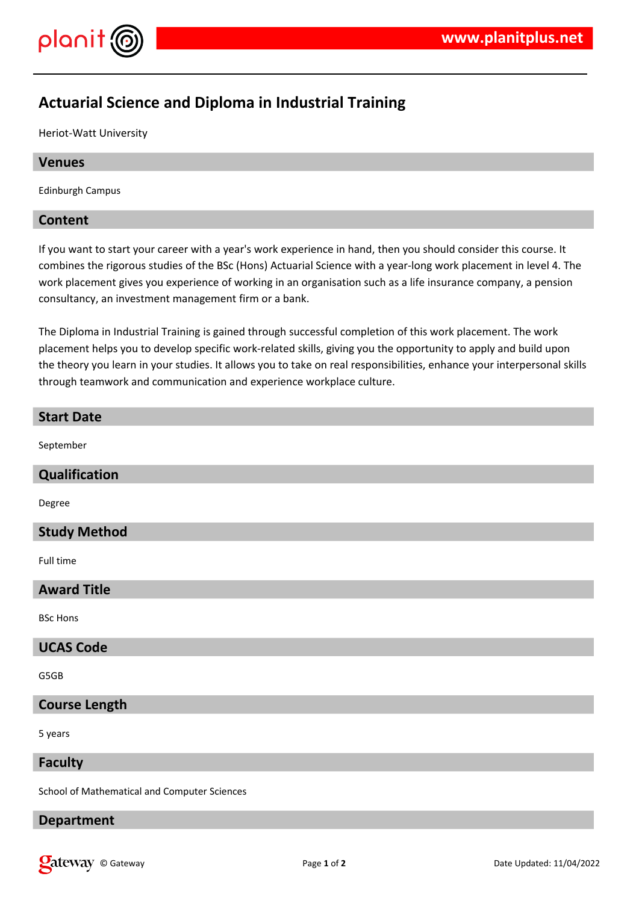# Actuarial Science and Diploma in Industrial Training

Heriot-Watt University

## Venues

Edinburgh Campus

## Content

If you want to start your career with a year's work experience in hand, then you should consider this course. It combines the rigorous studies of the BSc (Hons) Actuarial Science with a year-long work placement in level 4. The work placement gives you experience of working in an organisation such as a life insurance company, a pension consultancy, an investment management firm or a bank.

The Diploma in Industrial Training is gained through successful completion of this work placement. The work placement helps you to develop specific work-related skills, giving you the opportunity to apply and build upon the theory you learn in your studies. It allows you to take on real responsibilities, enhance your interpersonal skills through teamwork and communication and experience workplace culture.

## Start Date

September

## Qualification

Degree

## Study Method

Full time

## Award Title

BSc Hons

## UCAS Code

G5GB

## Course Length

5 years

## Faculty

School of Mathematical and Computer Sciences

## Department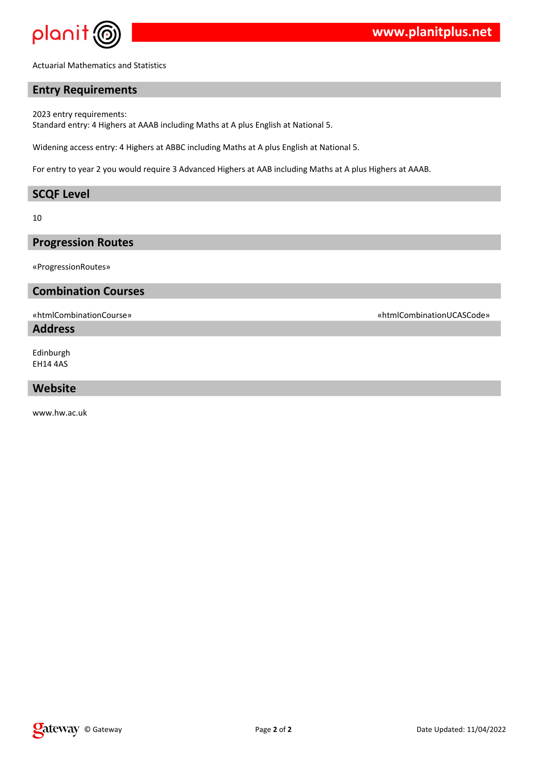Actuarial Mathematics and Statistics

## Entry Requirements

2023 entry requirements:
Standard entry: 4 Highers at AAAB including Maths at A plus English at National 5.

Widening access entry: 4 Highers at ABBC including Maths at A plus English at National 5.

For entry to year 2 you would require 3 Advanced Highers at AAB including Maths at A plus Highers at AAAB.

## SCQF Level

10

## Progression Routes

«ProgressionRoutes»

## Combination Courses

«htmlCombinationCourse» «htmlCombinationUCASCode»

## Address

Edinburgh
EH14 4AS

## Website

www.hw.ac.uk